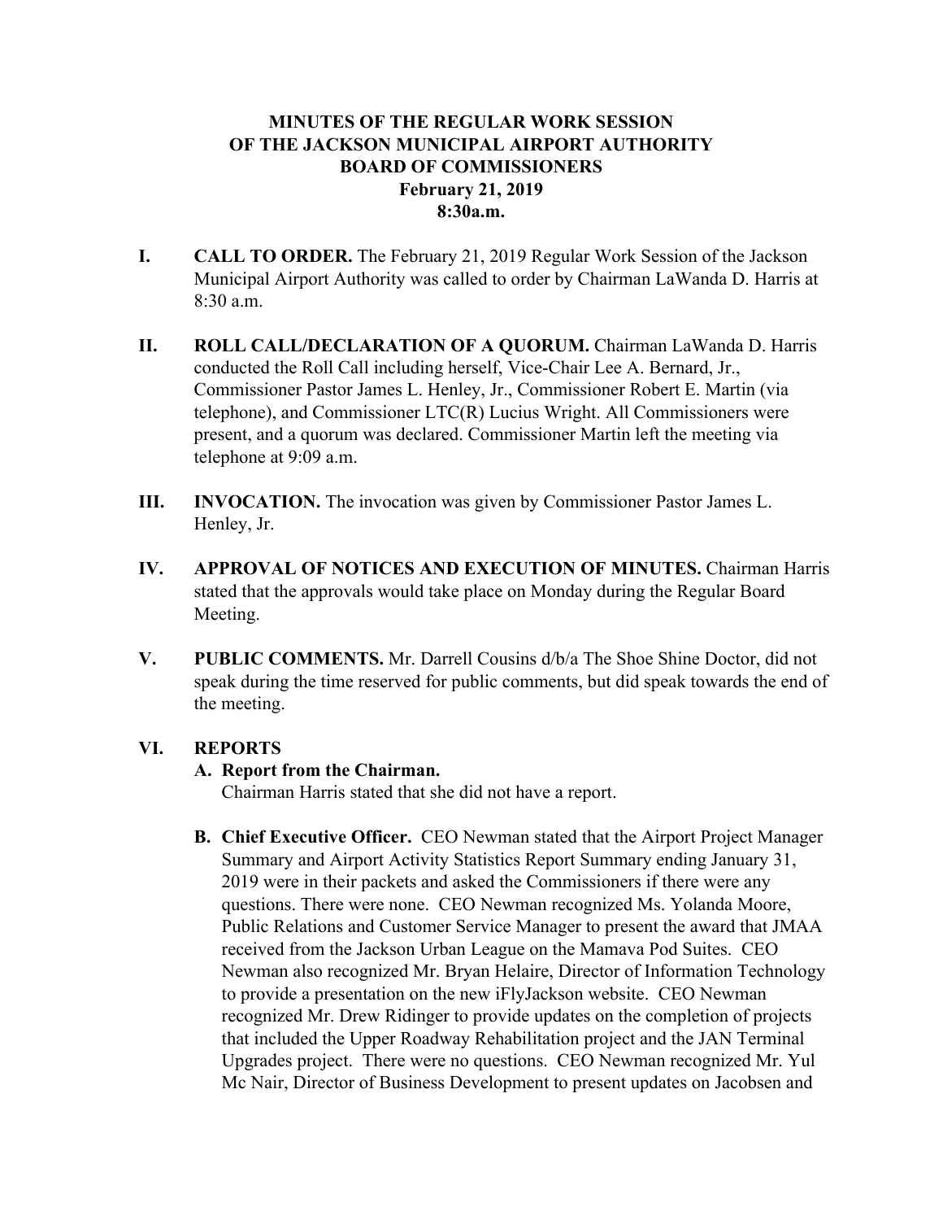**MINUTES OF THE REGULAR WORK SESSION**
**OF THE JACKSON MUNICIPAL AIRPORT AUTHORITY**
**BOARD OF COMMISSIONERS**
**February 21, 2019**
**8:30a.m.**

**I. CALL TO ORDER.** The February 21, 2019 Regular Work Session of the Jackson Municipal Airport Authority was called to order by Chairman LaWanda D. Harris at 8:30 a.m.

**II. ROLL CALL/DECLARATION OF A QUORUM.** Chairman LaWanda D. Harris conducted the Roll Call including herself, Vice-Chair Lee A. Bernard, Jr., Commissioner Pastor James L. Henley, Jr., Commissioner Robert E. Martin (via telephone), and Commissioner LTC(R) Lucius Wright. All Commissioners were present, and a quorum was declared. Commissioner Martin left the meeting via telephone at 9:09 a.m.

**III. INVOCATION.** The invocation was given by Commissioner Pastor James L. Henley, Jr.

**IV. APPROVAL OF NOTICES AND EXECUTION OF MINUTES.** Chairman Harris stated that the approvals would take place on Monday during the Regular Board Meeting.

**V. PUBLIC COMMENTS.** Mr. Darrell Cousins d/b/a The Shoe Shine Doctor, did not speak during the time reserved for public comments, but did speak towards the end of the meeting.

**VI. REPORTS**

**A. Report from the Chairman.**
Chairman Harris stated that she did not have a report.

**B. Chief Executive Officer.** CEO Newman stated that the Airport Project Manager Summary and Airport Activity Statistics Report Summary ending January 31, 2019 were in their packets and asked the Commissioners if there were any questions. There were none. CEO Newman recognized Ms. Yolanda Moore, Public Relations and Customer Service Manager to present the award that JMAA received from the Jackson Urban League on the Mamava Pod Suites. CEO Newman also recognized Mr. Bryan Helaire, Director of Information Technology to provide a presentation on the new iFlyJackson website. CEO Newman recognized Mr. Drew Ridinger to provide updates on the completion of projects that included the Upper Roadway Rehabilitation project and the JAN Terminal Upgrades project. There were no questions. CEO Newman recognized Mr. Yul Mc Nair, Director of Business Development to present updates on Jacobsen and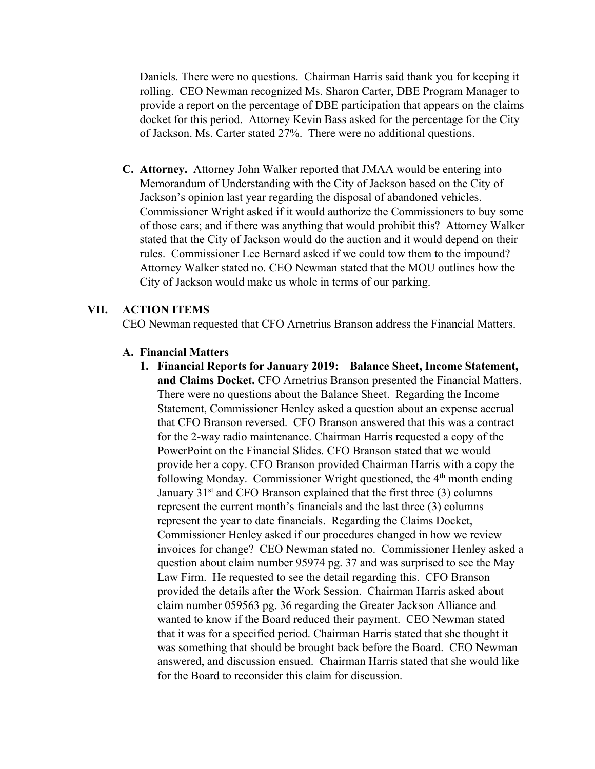Daniels. There were no questions. Chairman Harris said thank you for keeping it rolling. CEO Newman recognized Ms. Sharon Carter, DBE Program Manager to provide a report on the percentage of DBE participation that appears on the claims docket for this period. Attorney Kevin Bass asked for the percentage for the City of Jackson. Ms. Carter stated 27%. There were no additional questions.

**C. Attorney.** Attorney John Walker reported that JMAA would be entering into Memorandum of Understanding with the City of Jackson based on the City of Jackson's opinion last year regarding the disposal of abandoned vehicles. Commissioner Wright asked if it would authorize the Commissioners to buy some of those cars; and if there was anything that would prohibit this? Attorney Walker stated that the City of Jackson would do the auction and it would depend on their rules. Commissioner Lee Bernard asked if we could tow them to the impound? Attorney Walker stated no. CEO Newman stated that the MOU outlines how the City of Jackson would make us whole in terms of our parking.

## VII. ACTION ITEMS

CEO Newman requested that CFO Arnetrius Branson address the Financial Matters.

### A. Financial Matters

1. **Financial Reports for January 2019: Balance Sheet, Income Statement, and Claims Docket.** CFO Arnetrius Branson presented the Financial Matters. There were no questions about the Balance Sheet. Regarding the Income Statement, Commissioner Henley asked a question about an expense accrual that CFO Branson reversed. CFO Branson answered that this was a contract for the 2-way radio maintenance. Chairman Harris requested a copy of the PowerPoint on the Financial Slides. CFO Branson stated that we would provide her a copy. CFO Branson provided Chairman Harris with a copy the following Monday. Commissioner Wright questioned, the 4th month ending January 31st and CFO Branson explained that the first three (3) columns represent the current month's financials and the last three (3) columns represent the year to date financials. Regarding the Claims Docket, Commissioner Henley asked if our procedures changed in how we review invoices for change? CEO Newman stated no. Commissioner Henley asked a question about claim number 95974 pg. 37 and was surprised to see the May Law Firm. He requested to see the detail regarding this. CFO Branson provided the details after the Work Session. Chairman Harris asked about claim number 059563 pg. 36 regarding the Greater Jackson Alliance and wanted to know if the Board reduced their payment. CEO Newman stated that it was for a specified period. Chairman Harris stated that she thought it was something that should be brought back before the Board. CEO Newman answered, and discussion ensued. Chairman Harris stated that she would like for the Board to reconsider this claim for discussion.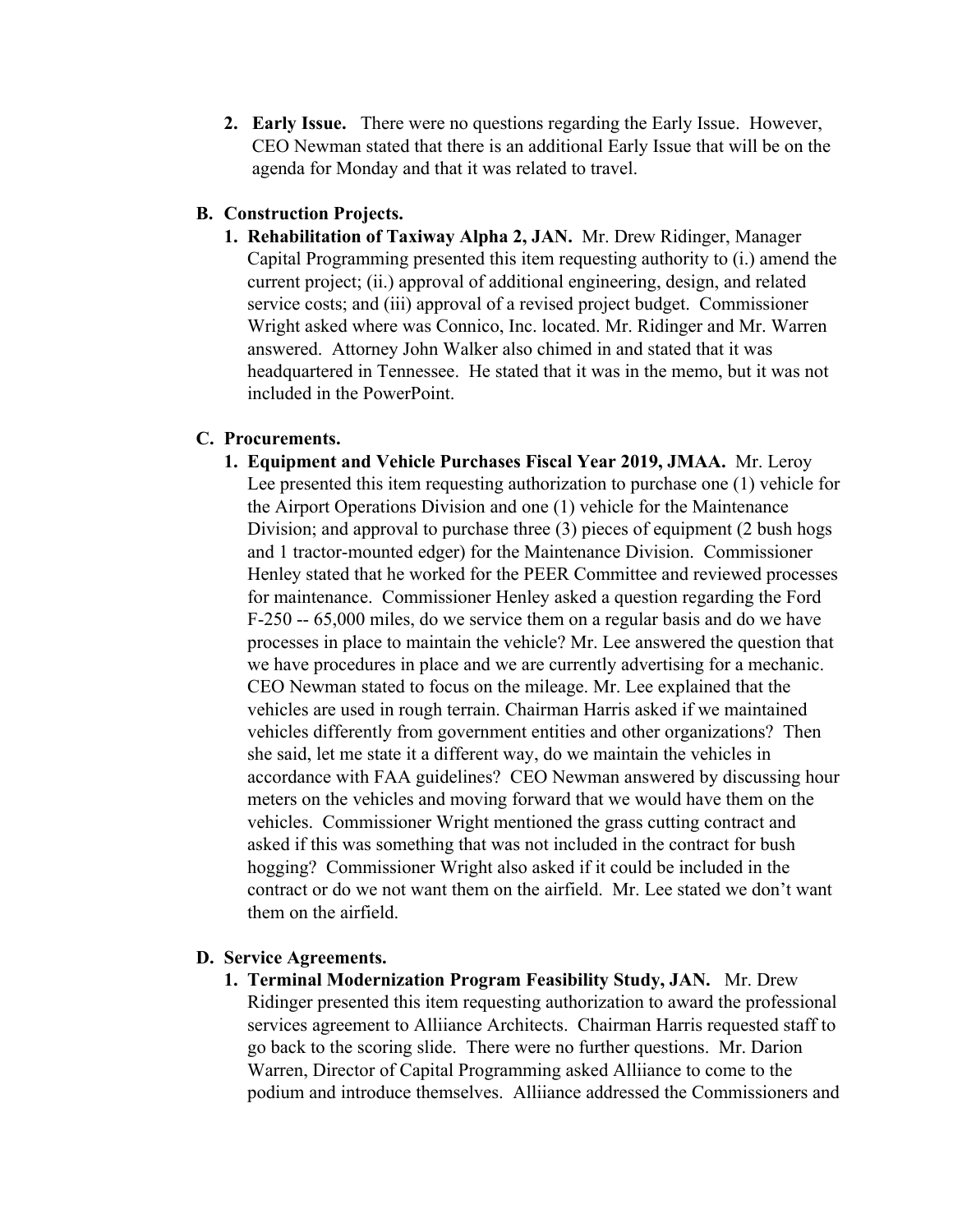2. **Early Issue.** There were no questions regarding the Early Issue. However, CEO Newman stated that there is an additional Early Issue that will be on the agenda for Monday and that it was related to travel.

**B. Construction Projects.**

1. **Rehabilitation of Taxiway Alpha 2, JAN.** Mr. Drew Ridinger, Manager Capital Programming presented this item requesting authority to (i.) amend the current project; (ii.) approval of additional engineering, design, and related service costs; and (iii) approval of a revised project budget. Commissioner Wright asked where was Connico, Inc. located. Mr. Ridinger and Mr. Warren answered. Attorney John Walker also chimed in and stated that it was headquartered in Tennessee. He stated that it was in the memo, but it was not included in the PowerPoint.

**C. Procurements.**

1. **Equipment and Vehicle Purchases Fiscal Year 2019, JMAA.** Mr. Leroy Lee presented this item requesting authorization to purchase one (1) vehicle for the Airport Operations Division and one (1) vehicle for the Maintenance Division; and approval to purchase three (3) pieces of equipment (2 bush hogs and 1 tractor-mounted edger) for the Maintenance Division. Commissioner Henley stated that he worked for the PEER Committee and reviewed processes for maintenance. Commissioner Henley asked a question regarding the Ford F-250 -- 65,000 miles, do we service them on a regular basis and do we have processes in place to maintain the vehicle? Mr. Lee answered the question that we have procedures in place and we are currently advertising for a mechanic. CEO Newman stated to focus on the mileage. Mr. Lee explained that the vehicles are used in rough terrain. Chairman Harris asked if we maintained vehicles differently from government entities and other organizations? Then she said, let me state it a different way, do we maintain the vehicles in accordance with FAA guidelines? CEO Newman answered by discussing hour meters on the vehicles and moving forward that we would have them on the vehicles. Commissioner Wright mentioned the grass cutting contract and asked if this was something that was not included in the contract for bush hogging? Commissioner Wright also asked if it could be included in the contract or do we not want them on the airfield. Mr. Lee stated we don't want them on the airfield.

**D. Service Agreements.**

1. **Terminal Modernization Program Feasibility Study, JAN.** Mr. Drew Ridinger presented this item requesting authorization to award the professional services agreement to Alliiance Architects. Chairman Harris requested staff to go back to the scoring slide. There were no further questions. Mr. Darion Warren, Director of Capital Programming asked Alliiance to come to the podium and introduce themselves. Alliiance addressed the Commissioners and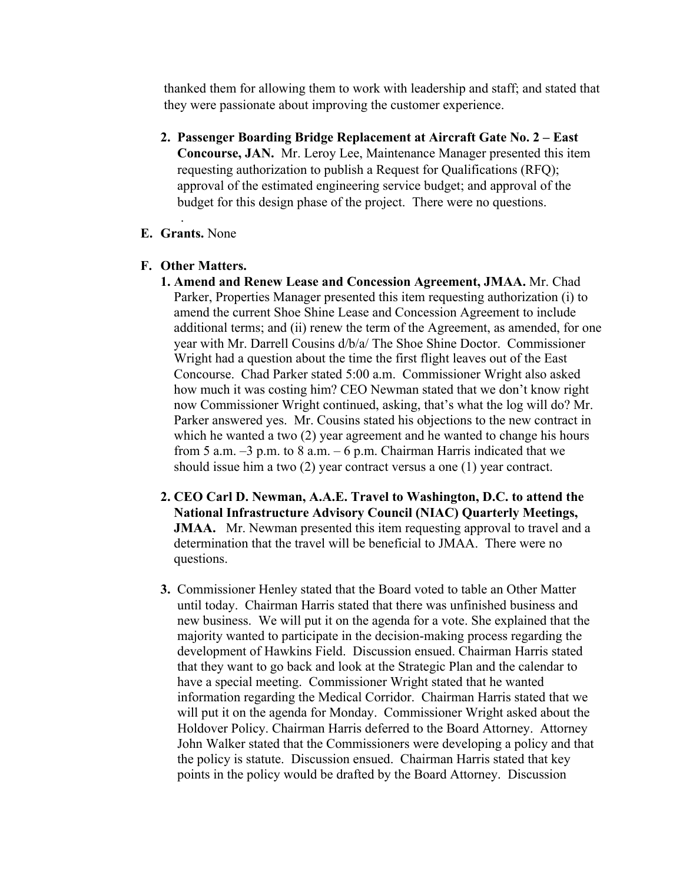thanked them for allowing them to work with leadership and staff; and stated that they were passionate about improving the customer experience.

2. **Passenger Boarding Bridge Replacement at Aircraft Gate No. 2 – East Concourse, JAN.** Mr. Leroy Lee, Maintenance Manager presented this item requesting authorization to publish a Request for Qualifications (RFQ); approval of the estimated engineering service budget; and approval of the budget for this design phase of the project. There were no questions.

.

**E. Grants.** None

**F. Other Matters.**

1. **Amend and Renew Lease and Concession Agreement, JMAA.** Mr. Chad Parker, Properties Manager presented this item requesting authorization (i) to amend the current Shoe Shine Lease and Concession Agreement to include additional terms; and (ii) renew the term of the Agreement, as amended, for one year with Mr. Darrell Cousins d/b/a/ The Shoe Shine Doctor. Commissioner Wright had a question about the time the first flight leaves out of the East Concourse. Chad Parker stated 5:00 a.m. Commissioner Wright also asked how much it was costing him? CEO Newman stated that we don't know right now Commissioner Wright continued, asking, that's what the log will do? Mr. Parker answered yes. Mr. Cousins stated his objections to the new contract in which he wanted a two (2) year agreement and he wanted to change his hours from 5 a.m. –3 p.m. to 8 a.m. – 6 p.m. Chairman Harris indicated that we should issue him a two (2) year contract versus a one (1) year contract.

2. **CEO Carl D. Newman, A.A.E. Travel to Washington, D.C. to attend the National Infrastructure Advisory Council (NIAC) Quarterly Meetings, JMAA.** Mr. Newman presented this item requesting approval to travel and a determination that the travel will be beneficial to JMAA. There were no questions.

3. Commissioner Henley stated that the Board voted to table an Other Matter until today. Chairman Harris stated that there was unfinished business and new business. We will put it on the agenda for a vote. She explained that the majority wanted to participate in the decision-making process regarding the development of Hawkins Field. Discussion ensued. Chairman Harris stated that they want to go back and look at the Strategic Plan and the calendar to have a special meeting. Commissioner Wright stated that he wanted information regarding the Medical Corridor. Chairman Harris stated that we will put it on the agenda for Monday. Commissioner Wright asked about the Holdover Policy. Chairman Harris deferred to the Board Attorney. Attorney John Walker stated that the Commissioners were developing a policy and that the policy is statute. Discussion ensued. Chairman Harris stated that key points in the policy would be drafted by the Board Attorney. Discussion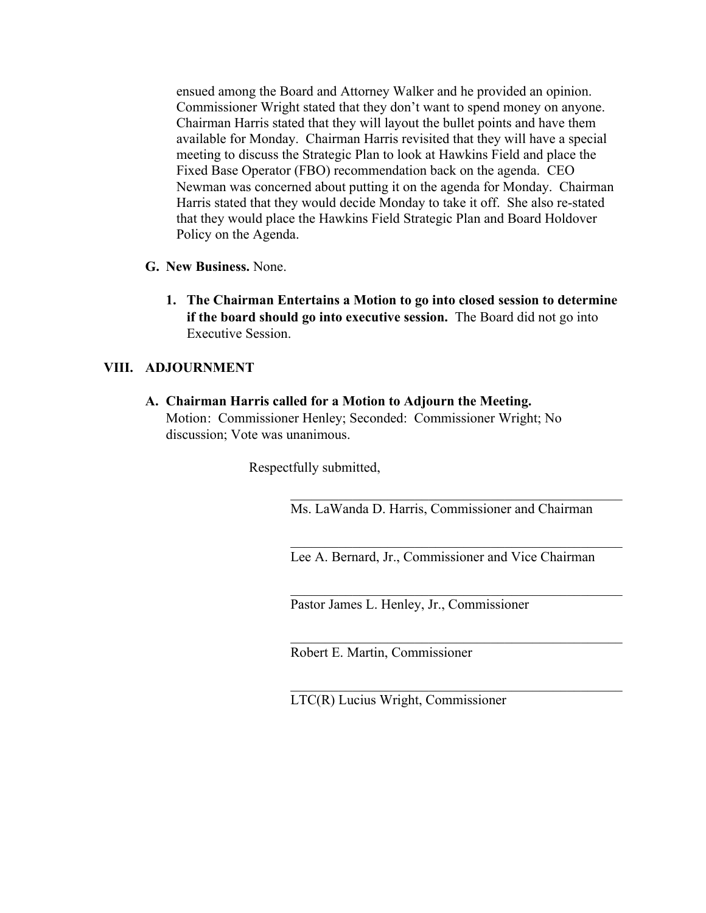ensued among the Board and Attorney Walker and he provided an opinion. Commissioner Wright stated that they don't want to spend money on anyone. Chairman Harris stated that they will layout the bullet points and have them available for Monday. Chairman Harris revisited that they will have a special meeting to discuss the Strategic Plan to look at Hawkins Field and place the Fixed Base Operator (FBO) recommendation back on the agenda. CEO Newman was concerned about putting it on the agenda for Monday. Chairman Harris stated that they would decide Monday to take it off. She also re-stated that they would place the Hawkins Field Strategic Plan and Board Holdover Policy on the Agenda.

**G. New Business.** None.

1. **The Chairman Entertains a Motion to go into closed session to determine if the board should go into executive session.** The Board did not go into Executive Session.

## VIII. ADJOURNMENT

**A. Chairman Harris called for a Motion to Adjourn the Meeting.**
Motion: Commissioner Henley; Seconded: Commissioner Wright; No discussion; Vote was unanimous.

Respectfully submitted,

\_\_\_\_\_\_\_\_\_\_\_\_\_\_\_\_\_\_\_\_\_\_\_\_\_\_\_\_\_\_\_\_\_\_\_\_\_\_\_\_\_\_\_\_
Ms. LaWanda D. Harris, Commissioner and Chairman

\_\_\_\_\_\_\_\_\_\_\_\_\_\_\_\_\_\_\_\_\_\_\_\_\_\_\_\_\_\_\_\_\_\_\_\_\_\_\_\_\_\_\_\_
Lee A. Bernard, Jr., Commissioner and Vice Chairman

\_\_\_\_\_\_\_\_\_\_\_\_\_\_\_\_\_\_\_\_\_\_\_\_\_\_\_\_\_\_\_\_\_\_\_\_\_\_\_\_\_\_\_\_
Pastor James L. Henley, Jr., Commissioner

\_\_\_\_\_\_\_\_\_\_\_\_\_\_\_\_\_\_\_\_\_\_\_\_\_\_\_\_\_\_\_\_\_\_\_\_\_\_\_\_\_\_\_\_
Robert E. Martin, Commissioner

\_\_\_\_\_\_\_\_\_\_\_\_\_\_\_\_\_\_\_\_\_\_\_\_\_\_\_\_\_\_\_\_\_\_\_\_\_\_\_\_\_\_\_\_
LTC(R) Lucius Wright, Commissioner